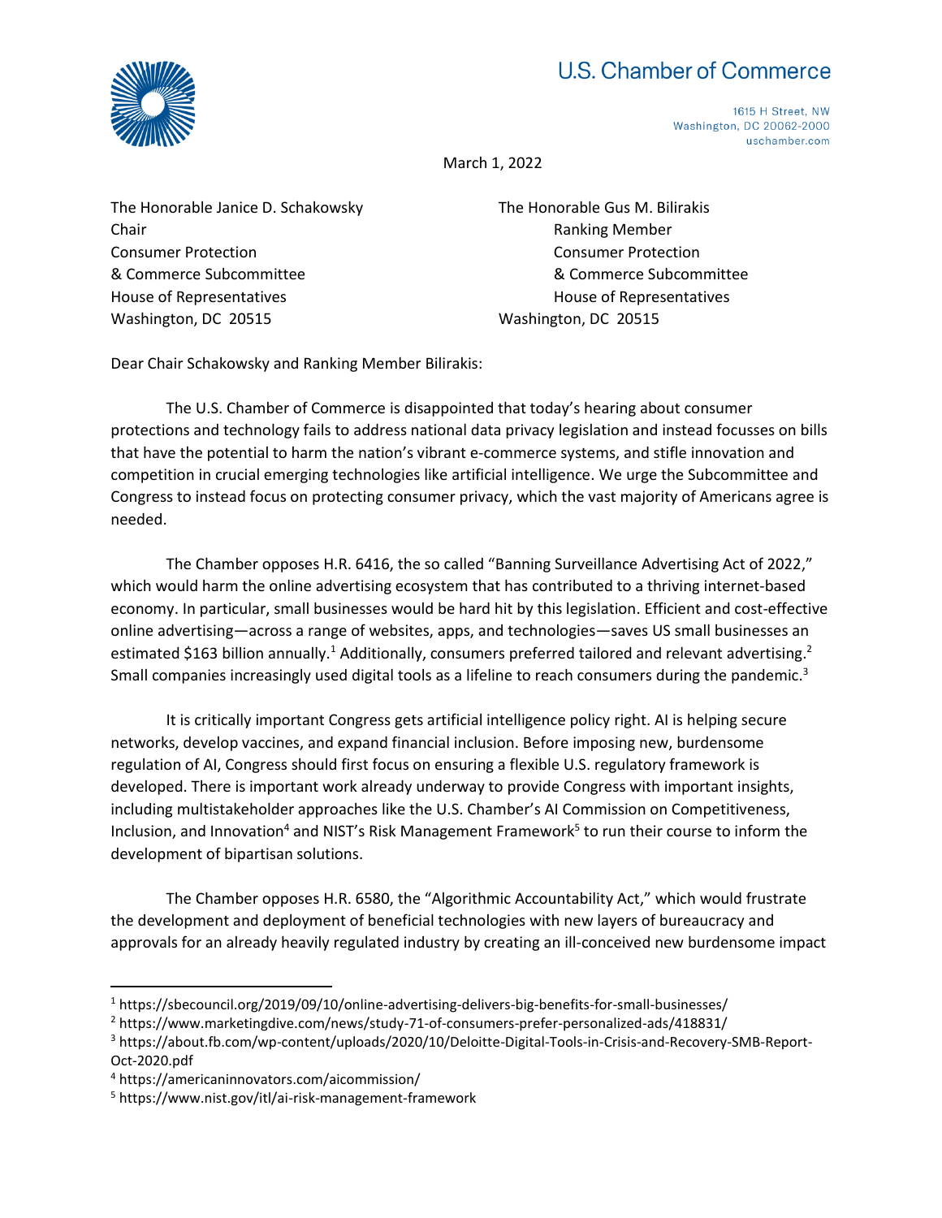U.S. Chamber of Commerce

1615 H Street, NW
Washington, DC 20062-2000
uschamber.com

March 1, 2022

The Honorable Janice D. Schakowsky
Chair
Consumer Protection
& Commerce Subcommittee
House of Representatives
Washington, DC 20515

The Honorable Gus M. Bilirakis
Ranking Member
Consumer Protection
& Commerce Subcommittee
House of Representatives
Washington, DC 20515

Dear Chair Schakowsky and Ranking Member Bilirakis:

The U.S. Chamber of Commerce is disappointed that today's hearing about consumer protections and technology fails to address national data privacy legislation and instead focusses on bills that have the potential to harm the nation's vibrant e-commerce systems, and stifle innovation and competition in crucial emerging technologies like artificial intelligence. We urge the Subcommittee and Congress to instead focus on protecting consumer privacy, which the vast majority of Americans agree is needed.

The Chamber opposes H.R. 6416, the so called "Banning Surveillance Advertising Act of 2022," which would harm the online advertising ecosystem that has contributed to a thriving internet-based economy. In particular, small businesses would be hard hit by this legislation. Efficient and cost-effective online advertising—across a range of websites, apps, and technologies—saves US small businesses an estimated $163 billion annually.[1] Additionally, consumers preferred tailored and relevant advertising.[2] Small companies increasingly used digital tools as a lifeline to reach consumers during the pandemic.[3]

It is critically important Congress gets artificial intelligence policy right. AI is helping secure networks, develop vaccines, and expand financial inclusion. Before imposing new, burdensome regulation of AI, Congress should first focus on ensuring a flexible U.S. regulatory framework is developed. There is important work already underway to provide Congress with important insights, including multistakeholder approaches like the U.S. Chamber's AI Commission on Competitiveness, Inclusion, and Innovation[4] and NIST's Risk Management Framework[5] to run their course to inform the development of bipartisan solutions.

The Chamber opposes H.R. 6580, the "Algorithmic Accountability Act," which would frustrate the development and deployment of beneficial technologies with new layers of bureaucracy and approvals for an already heavily regulated industry by creating an ill-conceived new burdensome impact

---

[1] https://sbecouncil.org/2019/09/10/online-advertising-delivers-big-benefits-for-small-businesses/

[2] https://www.marketingdive.com/news/study-71-of-consumers-prefer-personalized-ads/418831/

[3] https://about.fb.com/wp-content/uploads/2020/10/Deloitte-Digital-Tools-in-Crisis-and-Recovery-SMB-Report-Oct-2020.pdf

[4] https://americaninnovators.com/aicommission/

[5] https://www.nist.gov/itl/ai-risk-management-framework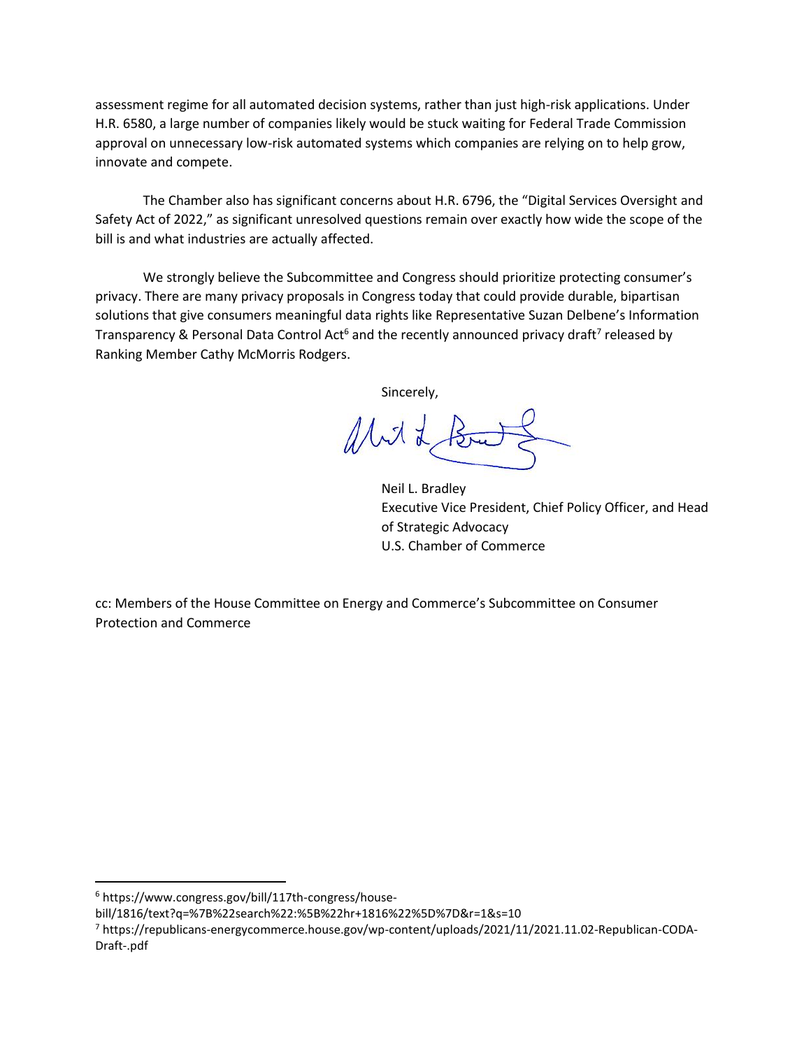assessment regime for all automated decision systems, rather than just high-risk applications. Under H.R. 6580, a large number of companies likely would be stuck waiting for Federal Trade Commission approval on unnecessary low-risk automated systems which companies are relying on to help grow, innovate and compete.

The Chamber also has significant concerns about H.R. 6796, the "Digital Services Oversight and Safety Act of 2022," as significant unresolved questions remain over exactly how wide the scope of the bill is and what industries are actually affected.

We strongly believe the Subcommittee and Congress should prioritize protecting consumer's privacy. There are many privacy proposals in Congress today that could provide durable, bipartisan solutions that give consumers meaningful data rights like Representative Suzan Delbene's Information Transparency & Personal Data Control Act[6] and the recently announced privacy draft[7] released by Ranking Member Cathy McMorris Rodgers.

Sincerely,

Neil L. Bradley
Executive Vice President, Chief Policy Officer, and Head of Strategic Advocacy
U.S. Chamber of Commerce

cc: Members of the House Committee on Energy and Commerce's Subcommittee on Consumer Protection and Commerce

---

[6] https://www.congress.gov/bill/117th-congress/house-bill/1816/text?q=%7B%22search%22:%5B%22hr+1816%22%5D%7D&r=1&s=10

[7] https://republicans-energycommerce.house.gov/wp-content/uploads/2021/11/2021.11.02-Republican-CODA-Draft-.pdf